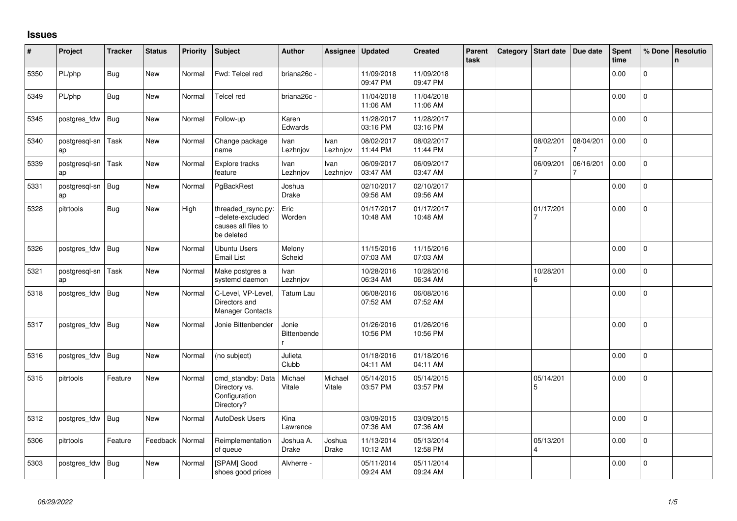# Issues

| # | Project | Tracker | Status | Priority | Subject | Author | Assignee | Updated | Created | Parent task | Category | Start date | Due date | Spent time | % Done | Resolution |
|---|---|---|---|---|---|---|---|---|---|---|---|---|---|---|---|---|
| 5350 | PL/php | Bug | New | Normal | Fwd: Telcel red | briana26c - | | 11/09/2018 09:47 PM | 11/09/2018 09:47 PM | | | | | 0.00 | 0 | |
| 5349 | PL/php | Bug | New | Normal | Telcel red | briana26c - | | 11/04/2018 11:06 AM | 11/04/2018 11:06 AM | | | | | 0.00 | 0 | |
| 5345 | postgres_fdw | Bug | New | Normal | Follow-up | Karen Edwards | | 11/28/2017 03:16 PM | 11/28/2017 03:16 PM | | | | | 0.00 | 0 | |
| 5340 | postgresql-snap | Task | New | Normal | Change package name | Ivan Lezhnjov | Ivan Lezhnjov | 08/02/2017 11:44 PM | 08/02/2017 11:44 PM | | | 08/02/2017 | 08/04/2017 | 0.00 | 0 | |
| 5339 | postgresql-snap | Task | New | Normal | Explore tracks feature | Ivan Lezhnjov | Ivan Lezhnjov | 06/09/2017 03:47 AM | 06/09/2017 03:47 AM | | | 06/09/2017 | 06/16/2017 | 0.00 | 0 | |
| 5331 | postgresql-snap | Bug | New | Normal | PgBackRest | Joshua Drake | | 02/10/2017 09:56 AM | 02/10/2017 09:56 AM | | | | | 0.00 | 0 | |
| 5328 | pitrtools | Bug | New | High | threaded_rsync.py: --delete-excluded causes all files to be deleted | Eric Worden | | 01/17/2017 10:48 AM | 01/17/2017 10:48 AM | | | 01/17/2017 | | 0.00 | 0 | |
| 5326 | postgres_fdw | Bug | New | Normal | Ubuntu Users Email List | Melony Scheid | | 11/15/2016 07:03 AM | 11/15/2016 07:03 AM | | | | | 0.00 | 0 | |
| 5321 | postgresql-snap | Task | New | Normal | Make postgres a systemd daemon | Ivan Lezhnjov | | 10/28/2016 06:34 AM | 10/28/2016 06:34 AM | | | 10/28/2016 | | 0.00 | 0 | |
| 5318 | postgres_fdw | Bug | New | Normal | C-Level, VP-Level, Directors and Manager Contacts | Tatum Lau | | 06/08/2016 07:52 AM | 06/08/2016 07:52 AM | | | | | 0.00 | 0 | |
| 5317 | postgres_fdw | Bug | New | Normal | Jonie Bittenbender | Jonie Bittenbender | | 01/26/2016 10:56 PM | 01/26/2016 10:56 PM | | | | | 0.00 | 0 | |
| 5316 | postgres_fdw | Bug | New | Normal | (no subject) | Julieta Clubb | | 01/18/2016 04:11 AM | 01/18/2016 04:11 AM | | | | | 0.00 | 0 | |
| 5315 | pitrtools | Feature | New | Normal | cmd_standby: Data Directory vs. Configuration Directory? | Michael Vitale | Michael Vitale | 05/14/2015 03:57 PM | 05/14/2015 03:57 PM | | | 05/14/2015 | | 0.00 | 0 | |
| 5312 | postgres_fdw | Bug | New | Normal | AutoDesk Users | Kina Lawrence | | 03/09/2015 07:36 AM | 03/09/2015 07:36 AM | | | | | 0.00 | 0 | |
| 5306 | pitrtools | Feature | Feedback | Normal | Reimplementation of queue | Joshua A. Drake | Joshua Drake | 11/13/2014 10:12 AM | 05/13/2014 12:58 PM | | | 05/13/2014 | | 0.00 | 0 | |
| 5303 | postgres_fdw | Bug | New | Normal | [SPAM] Good shoes good prices | Alvherre - | | 05/11/2014 09:24 AM | 05/11/2014 09:24 AM | | | | | 0.00 | 0 | |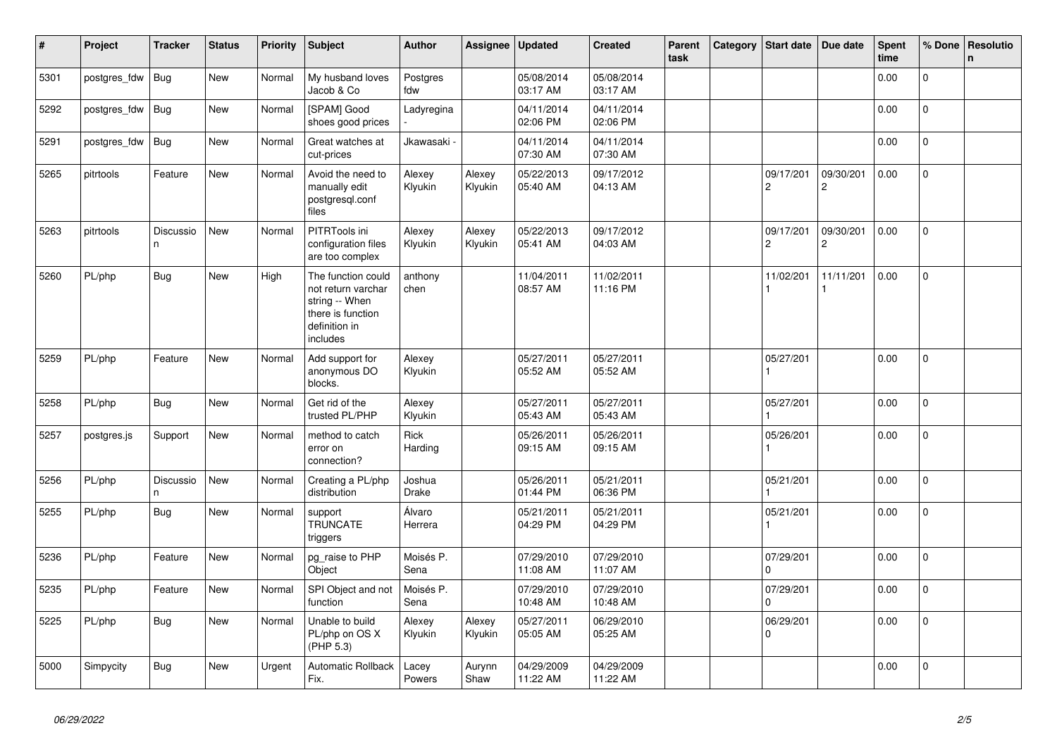| # | Project | Tracker | Status | Priority | Subject | Author | Assignee | Updated | Created | Parent task | Category | Start date | Due date | Spent time | % Done | Resolution |
|---|---|---|---|---|---|---|---|---|---|---|---|---|---|---|---|---|
| 5301 | postgres_fdw | Bug | New | Normal | My husband loves Jacob & Co | Postgres fdw | | 05/08/2014 03:17 AM | 05/08/2014 03:17 AM | | | | | 0.00 | 0 | |
| 5292 | postgres_fdw | Bug | New | Normal | [SPAM] Good shoes good prices | Ladyregina - | | 04/11/2014 02:06 PM | 04/11/2014 02:06 PM | | | | | 0.00 | 0 | |
| 5291 | postgres_fdw | Bug | New | Normal | Great watches at cut-prices | Jkawasaki - | | 04/11/2014 07:30 AM | 04/11/2014 07:30 AM | | | | | 0.00 | 0 | |
| 5265 | pitrtools | Feature | New | Normal | Avoid the need to manually edit postgresql.conf files | Alexey Klyukin | Alexey Klyukin | 05/22/2013 05:40 AM | 09/17/2012 04:13 AM | | | 09/17/2012 | 09/30/2012 | 0.00 | 0 | |
| 5263 | pitrtools | Discussion | New | Normal | PITRTools ini configuration files are too complex | Alexey Klyukin | Alexey Klyukin | 05/22/2013 05:41 AM | 09/17/2012 04:03 AM | | | 09/17/2012 | 09/30/2012 | 0.00 | 0 | |
| 5260 | PL/php | Bug | New | High | The function could not return varchar string -- When there is function definition in includes | anthony chen | | 11/04/2011 08:57 AM | 11/02/2011 11:16 PM | | | 11/02/2011 | 11/11/2011 | 0.00 | 0 | |
| 5259 | PL/php | Feature | New | Normal | Add support for anonymous DO blocks. | Alexey Klyukin | | 05/27/2011 05:52 AM | 05/27/2011 05:52 AM | | | 05/27/2011 | | 0.00 | 0 | |
| 5258 | PL/php | Bug | New | Normal | Get rid of the trusted PL/PHP | Alexey Klyukin | | 05/27/2011 05:43 AM | 05/27/2011 05:43 AM | | | 05/27/2011 | | 0.00 | 0 | |
| 5257 | postgres.js | Support | New | Normal | method to catch error on connection? | Rick Harding | | 05/26/2011 09:15 AM | 05/26/2011 09:15 AM | | | 05/26/2011 | | 0.00 | 0 | |
| 5256 | PL/php | Discussion | New | Normal | Creating a PL/php distribution | Joshua Drake | | 05/26/2011 01:44 PM | 05/21/2011 06:36 PM | | | 05/21/2011 | | 0.00 | 0 | |
| 5255 | PL/php | Bug | New | Normal | support TRUNCATE triggers | Álvaro Herrera | | 05/21/2011 04:29 PM | 05/21/2011 04:29 PM | | | 05/21/2011 | | 0.00 | 0 | |
| 5236 | PL/php | Feature | New | Normal | pg_raise to PHP Object | Moisés P. Sena | | 07/29/2010 11:08 AM | 07/29/2010 11:07 AM | | | 07/29/2010 | | 0.00 | 0 | |
| 5235 | PL/php | Feature | New | Normal | SPI Object and not function | Moisés P. Sena | | 07/29/2010 10:48 AM | 07/29/2010 10:48 AM | | | 07/29/2010 | | 0.00 | 0 | |
| 5225 | PL/php | Bug | New | Normal | Unable to build PL/php on OS X (PHP 5.3) | Alexey Klyukin | Alexey Klyukin | 05/27/2011 05:05 AM | 06/29/2010 05:25 AM | | | 06/29/2010 | | 0.00 | 0 | |
| 5000 | Simpycity | Bug | New | Urgent | Automatic Rollback Fix. | Lacey Powers | Aurynn Shaw | 04/29/2009 11:22 AM | 04/29/2009 11:22 AM | | | | | 0.00 | 0 | |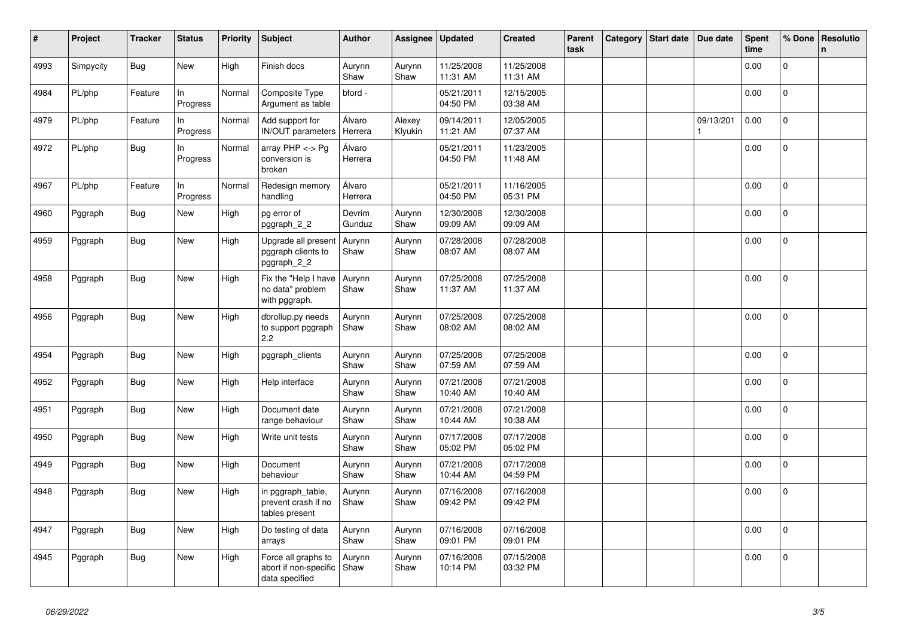| # | Project | Tracker | Status | Priority | Subject | Author | Assignee | Updated | Created | Parent task | Category | Start date | Due date | Spent time | % Done | Resolution |
|---|---|---|---|---|---|---|---|---|---|---|---|---|---|---|---|---|
| 4993 | Simpycity | Bug | New | High | Finish docs | Aurynn Shaw | Aurynn Shaw | 11/25/2008 11:31 AM | 11/25/2008 11:31 AM | | | | | 0.00 | 0 | |
| 4984 | PL/php | Feature | In Progress | Normal | Composite Type Argument as table | bford - | | 05/21/2011 04:50 PM | 12/15/2005 03:38 AM | | | | | 0.00 | 0 | |
| 4979 | PL/php | Feature | In Progress | Normal | Add support for IN/OUT parameters | Álvaro Herrera | Alexey Klyukin | 09/14/2011 11:21 AM | 12/05/2005 07:37 AM | | | | 09/13/2011 | 0.00 | 0 | |
| 4972 | PL/php | Bug | In Progress | Normal | array PHP <-> Pg conversion is broken | Álvaro Herrera | | 05/21/2011 04:50 PM | 11/23/2005 11:48 AM | | | | | 0.00 | 0 | |
| 4967 | PL/php | Feature | In Progress | Normal | Redesign memory handling | Álvaro Herrera | | 05/21/2011 04:50 PM | 11/16/2005 05:31 PM | | | | | 0.00 | 0 | |
| 4960 | Pggraph | Bug | New | High | pg error of pggraph_2_2 | Devrim Gunduz | Aurynn Shaw | 12/30/2008 09:09 AM | 12/30/2008 09:09 AM | | | | | 0.00 | 0 | |
| 4959 | Pggraph | Bug | New | High | Upgrade all present pggraph clients to pggraph_2_2 | Aurynn Shaw | Aurynn Shaw | 07/28/2008 08:07 AM | 07/28/2008 08:07 AM | | | | | 0.00 | 0 | |
| 4958 | Pggraph | Bug | New | High | Fix the "Help I have no data" problem with pggraph. | Aurynn Shaw | Aurynn Shaw | 07/25/2008 11:37 AM | 07/25/2008 11:37 AM | | | | | 0.00 | 0 | |
| 4956 | Pggraph | Bug | New | High | dbrollup.py needs to support pggraph 2.2 | Aurynn Shaw | Aurynn Shaw | 07/25/2008 08:02 AM | 07/25/2008 08:02 AM | | | | | 0.00 | 0 | |
| 4954 | Pggraph | Bug | New | High | pggraph_clients | Aurynn Shaw | Aurynn Shaw | 07/25/2008 07:59 AM | 07/25/2008 07:59 AM | | | | | 0.00 | 0 | |
| 4952 | Pggraph | Bug | New | High | Help interface | Aurynn Shaw | Aurynn Shaw | 07/21/2008 10:40 AM | 07/21/2008 10:40 AM | | | | | 0.00 | 0 | |
| 4951 | Pggraph | Bug | New | High | Document date range behaviour | Aurynn Shaw | Aurynn Shaw | 07/21/2008 10:44 AM | 07/21/2008 10:38 AM | | | | | 0.00 | 0 | |
| 4950 | Pggraph | Bug | New | High | Write unit tests | Aurynn Shaw | Aurynn Shaw | 07/17/2008 05:02 PM | 07/17/2008 05:02 PM | | | | | 0.00 | 0 | |
| 4949 | Pggraph | Bug | New | High | Document behaviour | Aurynn Shaw | Aurynn Shaw | 07/21/2008 10:44 AM | 07/17/2008 04:59 PM | | | | | 0.00 | 0 | |
| 4948 | Pggraph | Bug | New | High | in pggraph_table, prevent crash if no tables present | Aurynn Shaw | Aurynn Shaw | 07/16/2008 09:42 PM | 07/16/2008 09:42 PM | | | | | 0.00 | 0 | |
| 4947 | Pggraph | Bug | New | High | Do testing of data arrays | Aurynn Shaw | Aurynn Shaw | 07/16/2008 09:01 PM | 07/16/2008 09:01 PM | | | | | 0.00 | 0 | |
| 4945 | Pggraph | Bug | New | High | Force all graphs to abort if non-specific data specified | Aurynn Shaw | Aurynn Shaw | 07/16/2008 10:14 PM | 07/15/2008 03:32 PM | | | | | 0.00 | 0 | |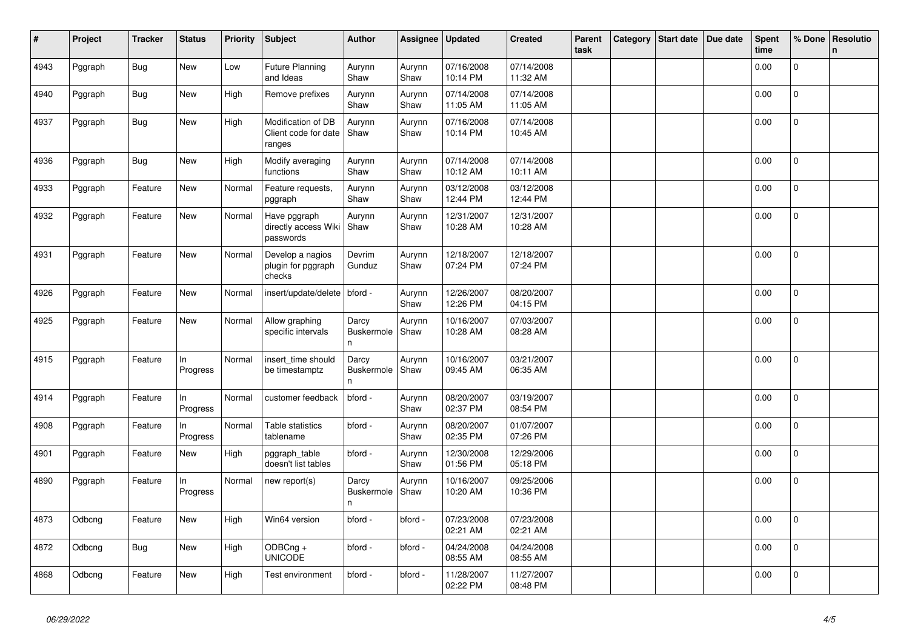| # | Project | Tracker | Status | Priority | Subject | Author | Assignee | Updated | Created | Parent task | Category | Start date | Due date | Spent time | % Done | Resolution |
|---|---|---|---|---|---|---|---|---|---|---|---|---|---|---|---|---|
| 4943 | Pggraph | Bug | New | Low | Future Planning and Ideas | Aurynn Shaw | Aurynn Shaw | 07/16/2008 10:14 PM | 07/14/2008 11:32 AM | | | | | 0.00 | 0 | |
| 4940 | Pggraph | Bug | New | High | Remove prefixes | Aurynn Shaw | Aurynn Shaw | 07/14/2008 11:05 AM | 07/14/2008 11:05 AM | | | | | 0.00 | 0 | |
| 4937 | Pggraph | Bug | New | High | Modification of DB Client code for date ranges | Aurynn Shaw | Aurynn Shaw | 07/16/2008 10:14 PM | 07/14/2008 10:45 AM | | | | | 0.00 | 0 | |
| 4936 | Pggraph | Bug | New | High | Modify averaging functions | Aurynn Shaw | Aurynn Shaw | 07/14/2008 10:12 AM | 07/14/2008 10:11 AM | | | | | 0.00 | 0 | |
| 4933 | Pggraph | Feature | New | Normal | Feature requests, pggraph | Aurynn Shaw | Aurynn Shaw | 03/12/2008 12:44 PM | 03/12/2008 12:44 PM | | | | | 0.00 | 0 | |
| 4932 | Pggraph | Feature | New | Normal | Have pggraph directly access Wiki passwords | Aurynn Shaw | Aurynn Shaw | 12/31/2007 10:28 AM | 12/31/2007 10:28 AM | | | | | 0.00 | 0 | |
| 4931 | Pggraph | Feature | New | Normal | Develop a nagios plugin for pggraph checks | Devrim Gunduz | Aurynn Shaw | 12/18/2007 07:24 PM | 12/18/2007 07:24 PM | | | | | 0.00 | 0 | |
| 4926 | Pggraph | Feature | New | Normal | insert/update/delete | bford - | Aurynn Shaw | 12/26/2007 12:26 PM | 08/20/2007 04:15 PM | | | | | 0.00 | 0 | |
| 4925 | Pggraph | Feature | New | Normal | Allow graphing specific intervals | Darcy Buskermolen | Aurynn Shaw | 10/16/2007 10:28 AM | 07/03/2007 08:28 AM | | | | | 0.00 | 0 | |
| 4915 | Pggraph | Feature | In Progress | Normal | insert_time should be timestamptz | Darcy Buskermolen | Aurynn Shaw | 10/16/2007 09:45 AM | 03/21/2007 06:35 AM | | | | | 0.00 | 0 | |
| 4914 | Pggraph | Feature | In Progress | Normal | customer feedback | bford - | Aurynn Shaw | 08/20/2007 02:37 PM | 03/19/2007 08:54 PM | | | | | 0.00 | 0 | |
| 4908 | Pggraph | Feature | In Progress | Normal | Table statistics tablename | bford - | Aurynn Shaw | 08/20/2007 02:35 PM | 01/07/2007 07:26 PM | | | | | 0.00 | 0 | |
| 4901 | Pggraph | Feature | New | High | pggraph_table doesn't list tables | bford - | Aurynn Shaw | 12/30/2008 01:56 PM | 12/29/2006 05:18 PM | | | | | 0.00 | 0 | |
| 4890 | Pggraph | Feature | In Progress | Normal | new report(s) | Darcy Buskermolen | Aurynn Shaw | 10/16/2007 10:20 AM | 09/25/2006 10:36 PM | | | | | 0.00 | 0 | |
| 4873 | Odbcng | Feature | New | High | Win64 version | bford - | bford - | 07/23/2008 02:21 AM | 07/23/2008 02:21 AM | | | | | 0.00 | 0 | |
| 4872 | Odbcng | Bug | New | High | ODBCng + UNICODE | bford - | bford - | 04/24/2008 08:55 AM | 04/24/2008 08:55 AM | | | | | 0.00 | 0 | |
| 4868 | Odbcng | Feature | New | High | Test environment | bford - | bford - | 11/28/2007 02:22 PM | 11/27/2007 08:48 PM | | | | | 0.00 | 0 | |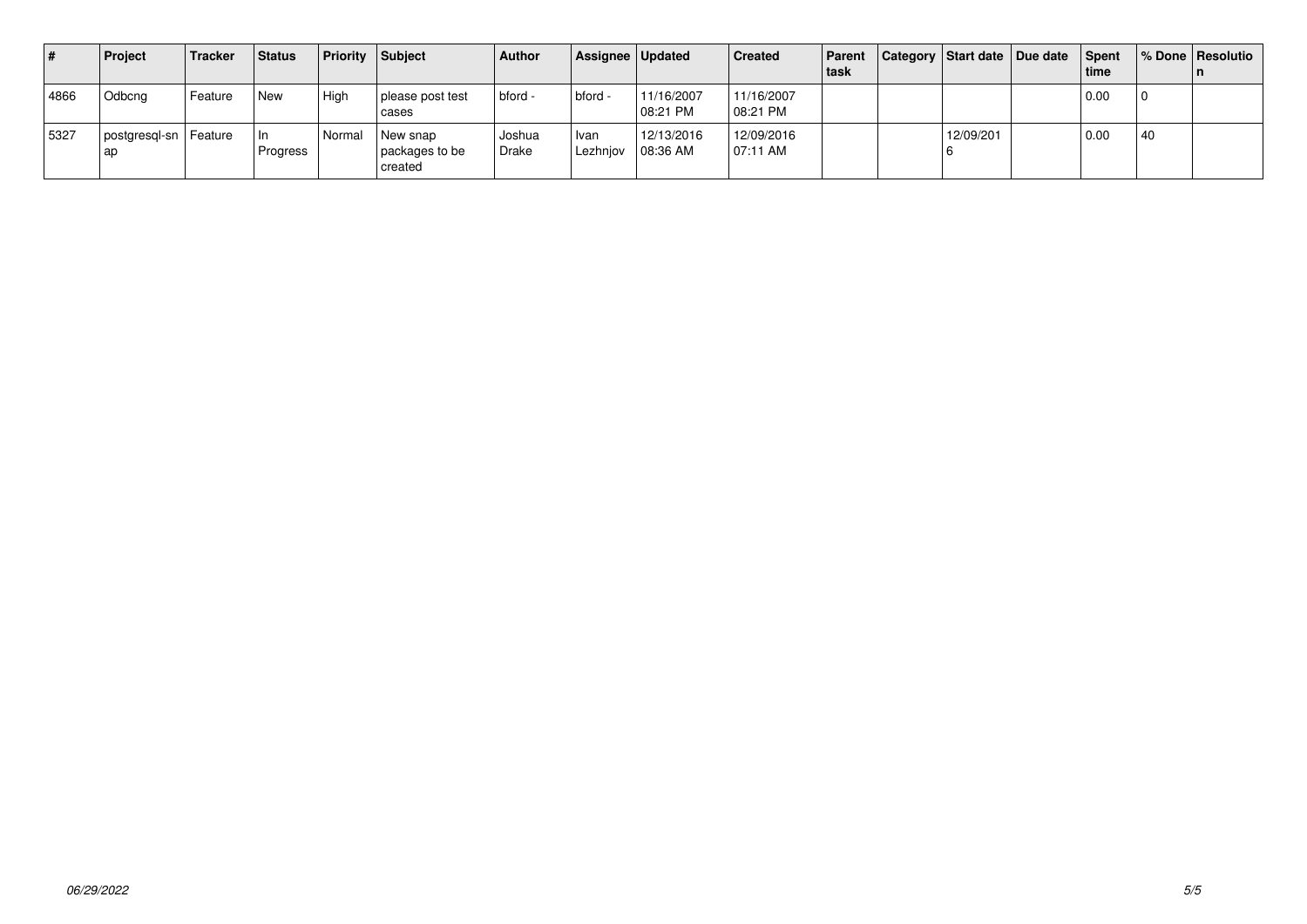| # | Project | Tracker | Status | Priority | Subject | Author | Assignee | Updated | Created | Parent task | Category | Start date | Due date | Spent time | % Done | Resolution |
|---|---|---|---|---|---|---|---|---|---|---|---|---|---|---|---|---|
| 4866 | Odbcng | Feature | New | High | please post test cases | bford - | bford - | 11/16/2007 08:21 PM | 11/16/2007 08:21 PM | | | | | 0.00 | 0 | |
| 5327 | postgresql-snap | Feature | In Progress | Normal | New snap packages to be created | Joshua Drake | Ivan Lezhnjov | 12/13/2016 08:36 AM | 12/09/2016 07:11 AM | | | 12/09/2016 | | 0.00 | 40 | |

*06/29/2022*